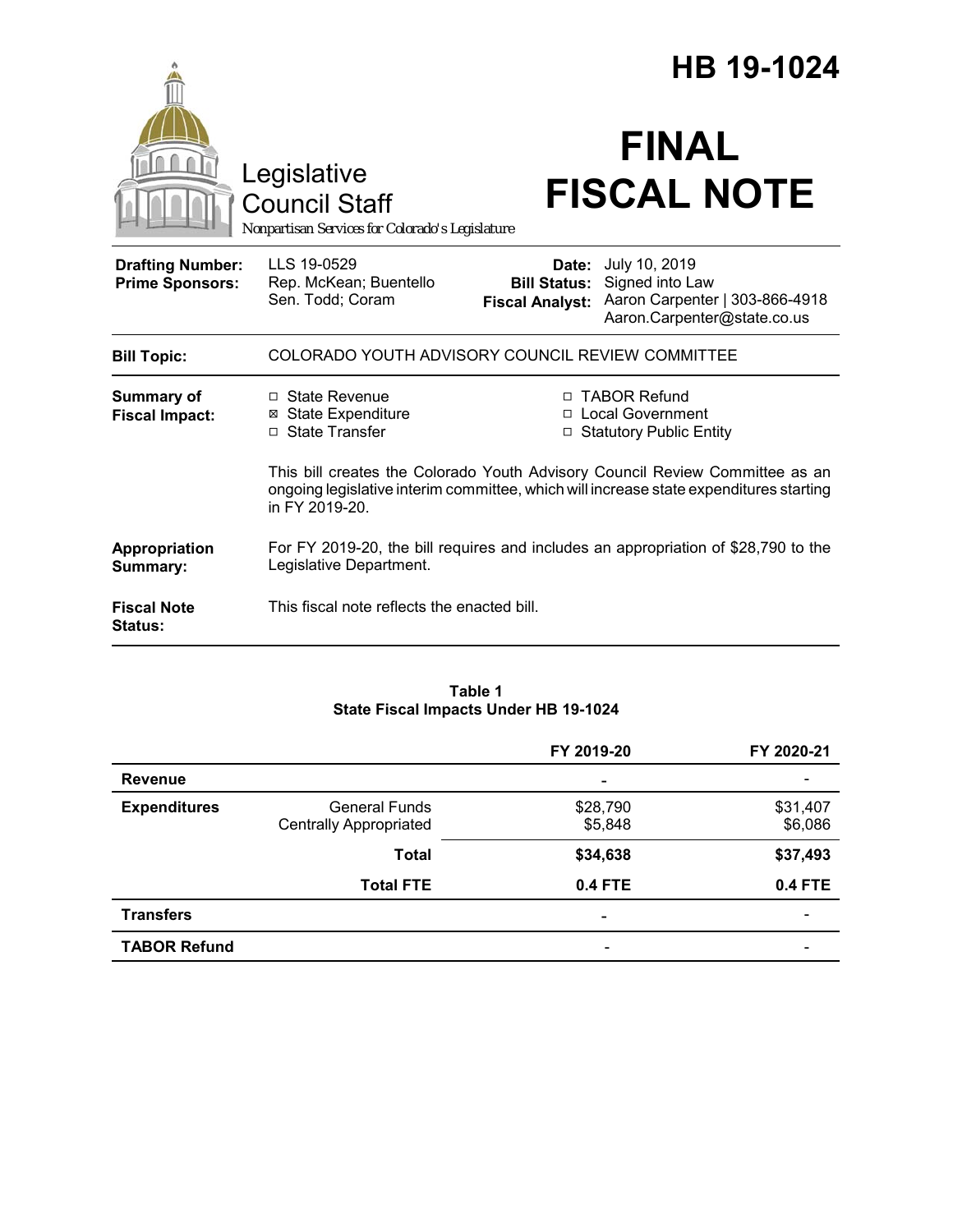# HB 19-1024

Legislative Council Staff

*Nonpartisan Services for Colorado's Legislature*

# FINAL FISCAL NOTE

| | | | |
|---|---|---|---|
| **Drafting Number:** | LLS 19-0529 | **Date:** | July 10, 2019 |
| **Prime Sponsors:** | Rep. McKean; Buentello<br>Sen. Todd; Coram | **Bill Status:** | Signed into Law |
| | | **Fiscal Analyst:** | Aaron Carpenter \| 303-866-4918<br>Aaron.Carpenter@state.co.us |

| | |
|---|---|
| **Bill Topic:** | COLORADO YOUTH ADVISORY COUNCIL REVIEW COMMITTEE |

**Summary of Fiscal Impact:**

- ☐ State Revenue
- ☒ State Expenditure
- ☐ State Transfer
- ☐ TABOR Refund
- ☐ Local Government
- ☐ Statutory Public Entity

This bill creates the Colorado Youth Advisory Council Review Committee as an ongoing legislative interim committee, which will increase state expenditures starting in FY 2019-20.

**Appropriation Summary:** For FY 2019-20, the bill requires and includes an appropriation of $28,790 to the Legislative Department.

**Fiscal Note Status:** This fiscal note reflects the enacted bill.

**Table 1**
**State Fiscal Impacts Under HB 19-1024**

| | | FY 2019-20 | FY 2020-21 |
|---|---|---|---|
| **Revenue** | | - | - |
| **Expenditures** | General Funds | $28,790 | $31,407 |
| | Centrally Appropriated | $5,848 | $6,086 |
| | **Total** | **$34,638** | **$37,493** |
| | **Total FTE** | **0.4 FTE** | **0.4 FTE** |
| **Transfers** | | - | - |
| **TABOR Refund** | | - | - |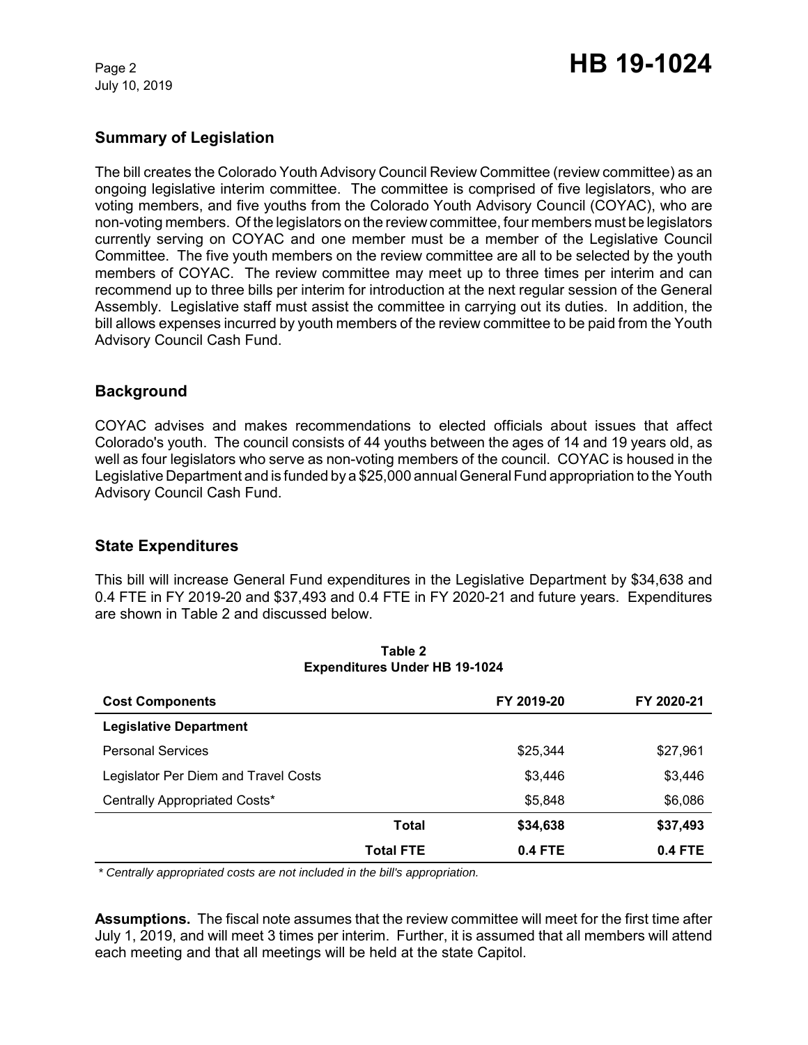## Summary of Legislation

The bill creates the Colorado Youth Advisory Council Review Committee (review committee) as an ongoing legislative interim committee. The committee is comprised of five legislators, who are voting members, and five youths from the Colorado Youth Advisory Council (COYAC), who are non-voting members. Of the legislators on the review committee, four members must be legislators currently serving on COYAC and one member must be a member of the Legislative Council Committee. The five youth members on the review committee are all to be selected by the youth members of COYAC. The review committee may meet up to three times per interim and can recommend up to three bills per interim for introduction at the next regular session of the General Assembly. Legislative staff must assist the committee in carrying out its duties. In addition, the bill allows expenses incurred by youth members of the review committee to be paid from the Youth Advisory Council Cash Fund.

## Background

COYAC advises and makes recommendations to elected officials about issues that affect Colorado's youth. The council consists of 44 youths between the ages of 14 and 19 years old, as well as four legislators who serve as non-voting members of the council. COYAC is housed in the Legislative Department and is funded by a $25,000 annual General Fund appropriation to the Youth Advisory Council Cash Fund.

## State Expenditures

This bill will increase General Fund expenditures in the Legislative Department by $34,638 and 0.4 FTE in FY 2019-20 and $37,493 and 0.4 FTE in FY 2020-21 and future years. Expenditures are shown in Table 2 and discussed below.

**Table 2**
**Expenditures Under HB 19-1024**

| Cost Components | FY 2019-20 | FY 2020-21 |
|---|---|---|
| **Legislative Department** | | |
| Personal Services | $25,344 | $27,961 |
| Legislator Per Diem and Travel Costs | $3,446 | $3,446 |
| Centrally Appropriated Costs* | $5,848 | $6,086 |
| **Total** | **$34,638** | **$37,493** |
| **Total FTE** | **0.4 FTE** | **0.4 FTE** |

*\* Centrally appropriated costs are not included in the bill's appropriation.*

**Assumptions.** The fiscal note assumes that the review committee will meet for the first time after July 1, 2019, and will meet 3 times per interim. Further, it is assumed that all members will attend each meeting and that all meetings will be held at the state Capitol.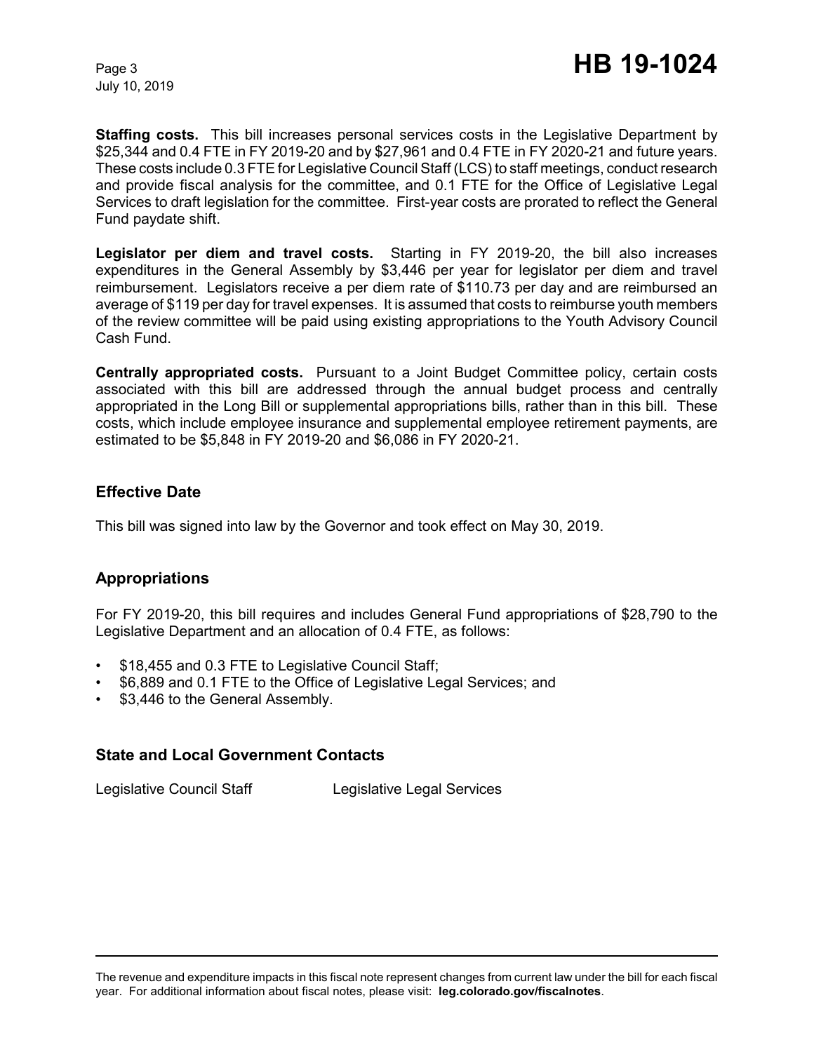**Staffing costs.** This bill increases personal services costs in the Legislative Department by $25,344 and 0.4 FTE in FY 2019-20 and by $27,961 and 0.4 FTE in FY 2020-21 and future years. These costs include 0.3 FTE for Legislative Council Staff (LCS) to staff meetings, conduct research and provide fiscal analysis for the committee, and 0.1 FTE for the Office of Legislative Legal Services to draft legislation for the committee. First-year costs are prorated to reflect the General Fund paydate shift.

**Legislator per diem and travel costs.** Starting in FY 2019-20, the bill also increases expenditures in the General Assembly by $3,446 per year for legislator per diem and travel reimbursement. Legislators receive a per diem rate of $110.73 per day and are reimbursed an average of $119 per day for travel expenses. It is assumed that costs to reimburse youth members of the review committee will be paid using existing appropriations to the Youth Advisory Council Cash Fund.

**Centrally appropriated costs.** Pursuant to a Joint Budget Committee policy, certain costs associated with this bill are addressed through the annual budget process and centrally appropriated in the Long Bill or supplemental appropriations bills, rather than in this bill. These costs, which include employee insurance and supplemental employee retirement payments, are estimated to be $5,848 in FY 2019-20 and $6,086 in FY 2020-21.

## Effective Date

This bill was signed into law by the Governor and took effect on May 30, 2019.

## Appropriations

For FY 2019-20, this bill requires and includes General Fund appropriations of $28,790 to the Legislative Department and an allocation of 0.4 FTE, as follows:

- $18,455 and 0.3 FTE to Legislative Council Staff;
- $6,889 and 0.1 FTE to the Office of Legislative Legal Services; and
- $3,446 to the General Assembly.

## State and Local Government Contacts

Legislative Council Staff Legislative Legal Services

The revenue and expenditure impacts in this fiscal note represent changes from current law under the bill for each fiscal year. For additional information about fiscal notes, please visit: **leg.colorado.gov/fiscalnotes**.